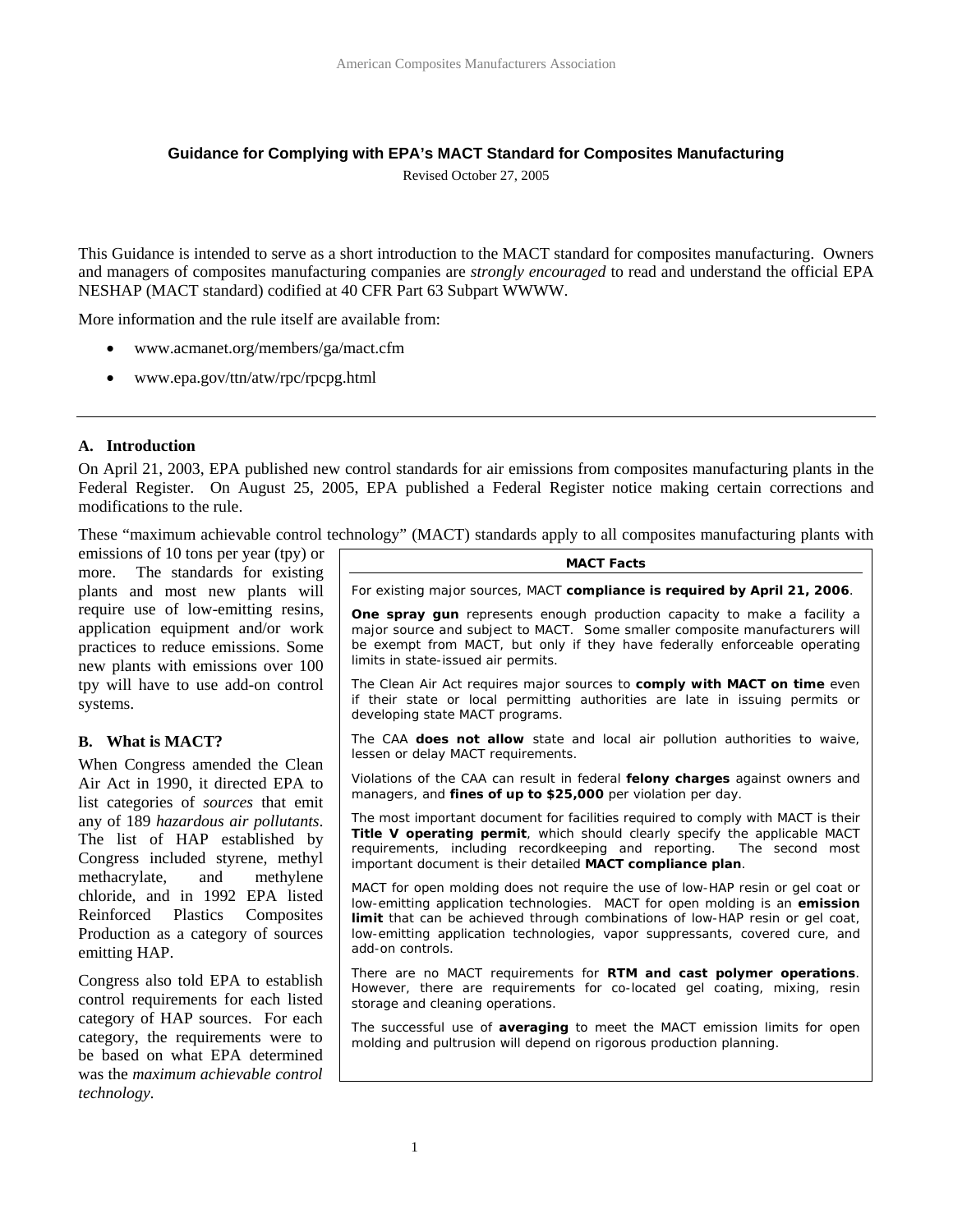# Guidance for Complying with EPA's MACT Standard for Composites Manufacturing

Revised October 27, 2005

This Guidance is intended to serve as a short introduction to the MACT standard for composites manufacturing. Owners and managers of composites manufacturing companies are *strongly encouraged* to read and understand the official EPA NESHAP (MACT standard) codified at 40 CFR Part 63 Subpart WWWW.

More information and the rule itself are available from:

- www.acmanet.org/members/ga/mact.cfm
- www.epa.gov/ttn/atw/rpc/rpcpg.html

---

## A. Introduction

On April 21, 2003, EPA published new control standards for air emissions from composites manufacturing plants in the Federal Register. On August 25, 2005, EPA published a Federal Register notice making certain corrections and modifications to the rule.

These "maximum achievable control technology" (MACT) standards apply to all composites manufacturing plants with emissions of 10 tons per year (tpy) or more. The standards for existing plants and most new plants will require use of low-emitting resins, application equipment and/or work practices to reduce emissions. Some new plants with emissions over 100 tpy will have to use add-on control systems.

## B. What is MACT?

When Congress amended the Clean Air Act in 1990, it directed EPA to list categories of *sources* that emit any of 189 *hazardous air pollutants*. The list of HAP established by Congress included styrene, methyl methacrylate, and methylene chloride, and in 1992 EPA listed Reinforced Plastics Composites Production as a category of sources emitting HAP.

Congress also told EPA to establish control requirements for each listed category of HAP sources. For each category, the requirements were to be based on what EPA determined was the *maximum achievable control technology*.

**MACT Facts**

For existing major sources, MACT **compliance is required by April 21, 2006**.

**One spray gun** represents enough production capacity to make a facility a major source and subject to MACT. Some smaller composite manufacturers will be exempt from MACT, but only if they have federally enforceable operating limits in state-issued air permits.

The Clean Air Act requires major sources to **comply with MACT on time** even if their state or local permitting authorities are late in issuing permits or developing state MACT programs.

The CAA **does not allow** state and local air pollution authorities to waive, lessen or delay MACT requirements.

Violations of the CAA can result in federal **felony charges** against owners and managers, and **fines of up to $25,000** per violation per day.

The most important document for facilities required to comply with MACT is their **Title V operating permit**, which should clearly specify the applicable MACT requirements, including recordkeeping and reporting. The second most important document is their detailed **MACT compliance plan**.

MACT for open molding does not require the use of low-HAP resin or gel coat or low-emitting application technologies. MACT for open molding is an **emission limit** that can be achieved through combinations of low-HAP resin or gel coat, low-emitting application technologies, vapor suppressants, covered cure, and add-on controls.

There are no MACT requirements for **RTM and cast polymer operations**. However, there are requirements for co-located gel coating, mixing, resin storage and cleaning operations.

The successful use of **averaging** to meet the MACT emission limits for open molding and pultrusion will depend on rigorous production planning.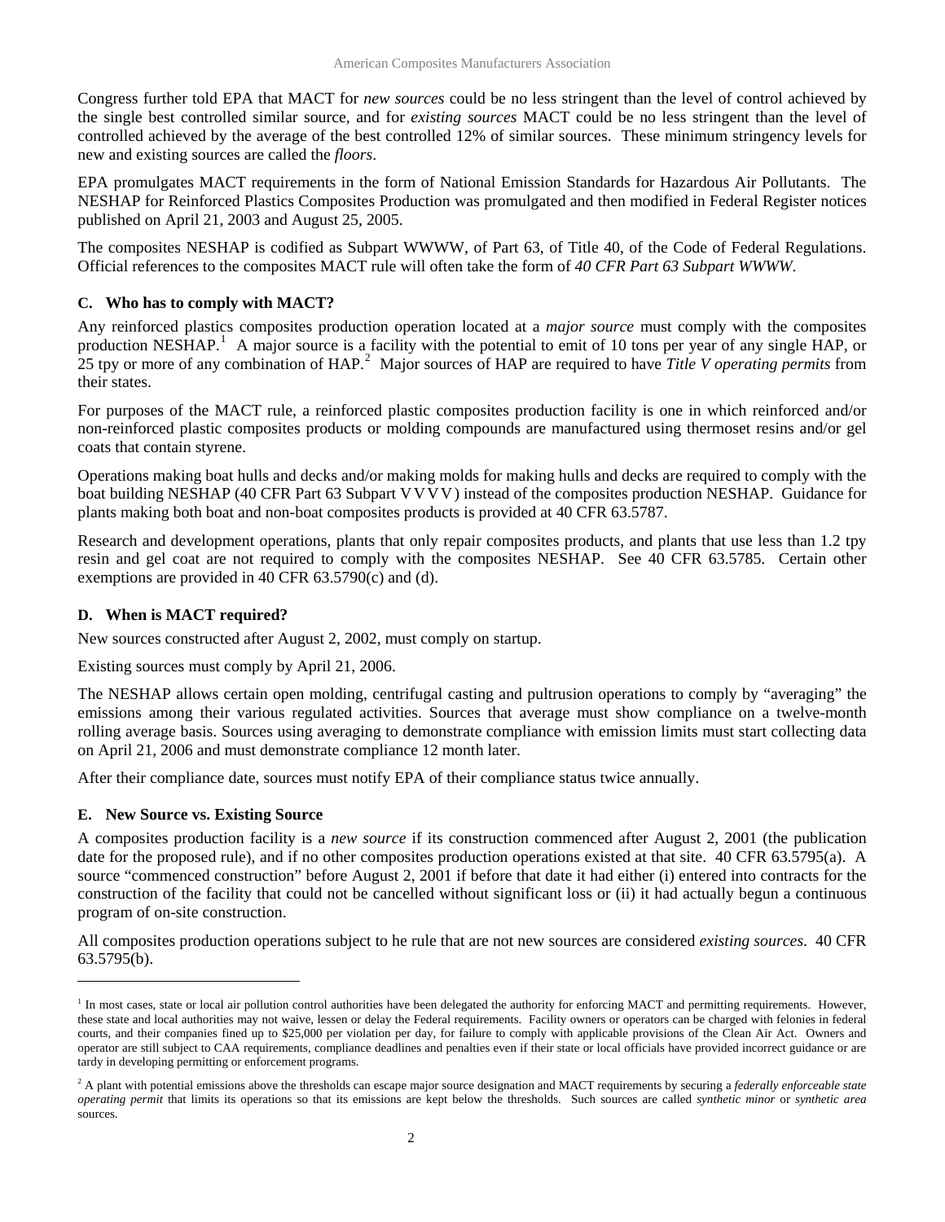Congress further told EPA that MACT for *new sources* could be no less stringent than the level of control achieved by the single best controlled similar source, and for *existing sources* MACT could be no less stringent than the level of controlled achieved by the average of the best controlled 12% of similar sources. These minimum stringency levels for new and existing sources are called the *floors*.

EPA promulgates MACT requirements in the form of National Emission Standards for Hazardous Air Pollutants. The NESHAP for Reinforced Plastics Composites Production was promulgated and then modified in Federal Register notices published on April 21, 2003 and August 25, 2005.

The composites NESHAP is codified as Subpart WWWW, of Part 63, of Title 40, of the Code of Federal Regulations. Official references to the composites MACT rule will often take the form of *40 CFR Part 63 Subpart WWWW*.

### C. Who has to comply with MACT?

Any reinforced plastics composites production operation located at a *major source* must comply with the composites production NESHAP.[1] A major source is a facility with the potential to emit of 10 tons per year of any single HAP, or 25 tpy or more of any combination of HAP.[2] Major sources of HAP are required to have *Title V operating permits* from their states.

For purposes of the MACT rule, a reinforced plastic composites production facility is one in which reinforced and/or non-reinforced plastic composites products or molding compounds are manufactured using thermoset resins and/or gel coats that contain styrene.

Operations making boat hulls and decks and/or making molds for making hulls and decks are required to comply with the boat building NESHAP (40 CFR Part 63 Subpart VVVV) instead of the composites production NESHAP. Guidance for plants making both boat and non-boat composites products is provided at 40 CFR 63.5787.

Research and development operations, plants that only repair composites products, and plants that use less than 1.2 tpy resin and gel coat are not required to comply with the composites NESHAP. See 40 CFR 63.5785. Certain other exemptions are provided in 40 CFR 63.5790(c) and (d).

### D. When is MACT required?

New sources constructed after August 2, 2002, must comply on startup.

Existing sources must comply by April 21, 2006.

The NESHAP allows certain open molding, centrifugal casting and pultrusion operations to comply by "averaging" the emissions among their various regulated activities. Sources that average must show compliance on a twelve-month rolling average basis. Sources using averaging to demonstrate compliance with emission limits must start collecting data on April 21, 2006 and must demonstrate compliance 12 month later.

After their compliance date, sources must notify EPA of their compliance status twice annually.

### E. New Source vs. Existing Source

A composites production facility is a *new source* if its construction commenced after August 2, 2001 (the publication date for the proposed rule), and if no other composites production operations existed at that site. 40 CFR 63.5795(a). A source "commenced construction" before August 2, 2001 if before that date it had either (i) entered into contracts for the construction of the facility that could not be cancelled without significant loss or (ii) it had actually begun a continuous program of on-site construction.

All composites production operations subject to he rule that are not new sources are considered *existing sources*. 40 CFR 63.5795(b).

---

[1] In most cases, state or local air pollution control authorities have been delegated the authority for enforcing MACT and permitting requirements. However, these state and local authorities may not waive, lessen or delay the Federal requirements. Facility owners or operators can be charged with felonies in federal courts, and their companies fined up to $25,000 per violation per day, for failure to comply with applicable provisions of the Clean Air Act. Owners and operator are still subject to CAA requirements, compliance deadlines and penalties even if their state or local officials have provided incorrect guidance or are tardy in developing permitting or enforcement programs.

[2] A plant with potential emissions above the thresholds can escape major source designation and MACT requirements by securing a *federally enforceable state operating permit* that limits its operations so that its emissions are kept below the thresholds. Such sources are called *synthetic minor* or *synthetic area* sources.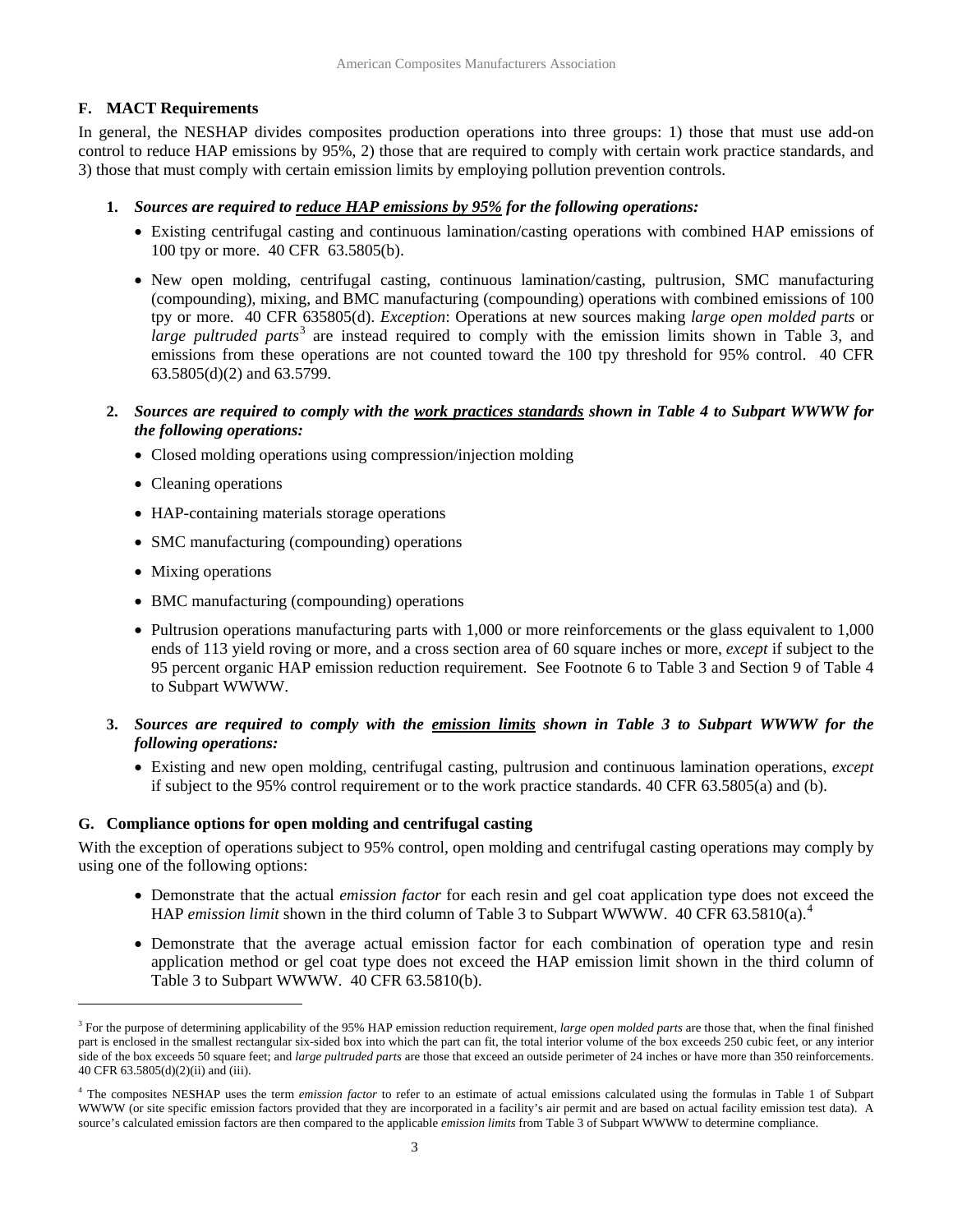## F. MACT Requirements

In general, the NESHAP divides composites production operations into three groups: 1) those that must use add-on control to reduce HAP emissions by 95%, 2) those that are required to comply with certain work practice standards, and 3) those that must comply with certain emission limits by employing pollution prevention controls.

1. ***Sources are required to reduce HAP emissions by 95% for the following operations:***
   - Existing centrifugal casting and continuous lamination/casting operations with combined HAP emissions of 100 tpy or more. 40 CFR 63.5805(b).
   - New open molding, centrifugal casting, continuous lamination/casting, pultrusion, SMC manufacturing (compounding), mixing, and BMC manufacturing (compounding) operations with combined emissions of 100 tpy or more. 40 CFR 635805(d). *Exception*: Operations at new sources making *large open molded parts* or *large pultruded parts*[3] are instead required to comply with the emission limits shown in Table 3, and emissions from these operations are not counted toward the 100 tpy threshold for 95% control. 40 CFR 63.5805(d)(2) and 63.5799.

2. ***Sources are required to comply with the work practices standards shown in Table 4 to Subpart WWWW for the following operations:***
   - Closed molding operations using compression/injection molding
   - Cleaning operations
   - HAP-containing materials storage operations
   - SMC manufacturing (compounding) operations
   - Mixing operations
   - BMC manufacturing (compounding) operations
   - Pultrusion operations manufacturing parts with 1,000 or more reinforcements or the glass equivalent to 1,000 ends of 113 yield roving or more, and a cross section area of 60 square inches or more, *except* if subject to the 95 percent organic HAP emission reduction requirement. See Footnote 6 to Table 3 and Section 9 of Table 4 to Subpart WWWW.

3. ***Sources are required to comply with the emission limits shown in Table 3 to Subpart WWWW for the following operations:***
   - Existing and new open molding, centrifugal casting, pultrusion and continuous lamination operations, *except* if subject to the 95% control requirement or to the work practice standards. 40 CFR 63.5805(a) and (b).

## G. Compliance options for open molding and centrifugal casting

With the exception of operations subject to 95% control, open molding and centrifugal casting operations may comply by using one of the following options:

- Demonstrate that the actual *emission factor* for each resin and gel coat application type does not exceed the HAP *emission limit* shown in the third column of Table 3 to Subpart WWWW. 40 CFR 63.5810(a).[4]
- Demonstrate that the average actual emission factor for each combination of operation type and resin application method or gel coat type does not exceed the HAP emission limit shown in the third column of Table 3 to Subpart WWWW. 40 CFR 63.5810(b).

---

[3] For the purpose of determining applicability of the 95% HAP emission reduction requirement, *large open molded parts* are those that, when the final finished part is enclosed in the smallest rectangular six-sided box into which the part can fit, the total interior volume of the box exceeds 250 cubic feet, or any interior side of the box exceeds 50 square feet; and *large pultruded parts* are those that exceed an outside perimeter of 24 inches or have more than 350 reinforcements. 40 CFR 63.5805(d)(2)(ii) and (iii).

[4] The composites NESHAP uses the term *emission factor* to refer to an estimate of actual emissions calculated using the formulas in Table 1 of Subpart WWWW (or site specific emission factors provided that they are incorporated in a facility's air permit and are based on actual facility emission test data). A source's calculated emission factors are then compared to the applicable *emission limits* from Table 3 of Subpart WWWW to determine compliance.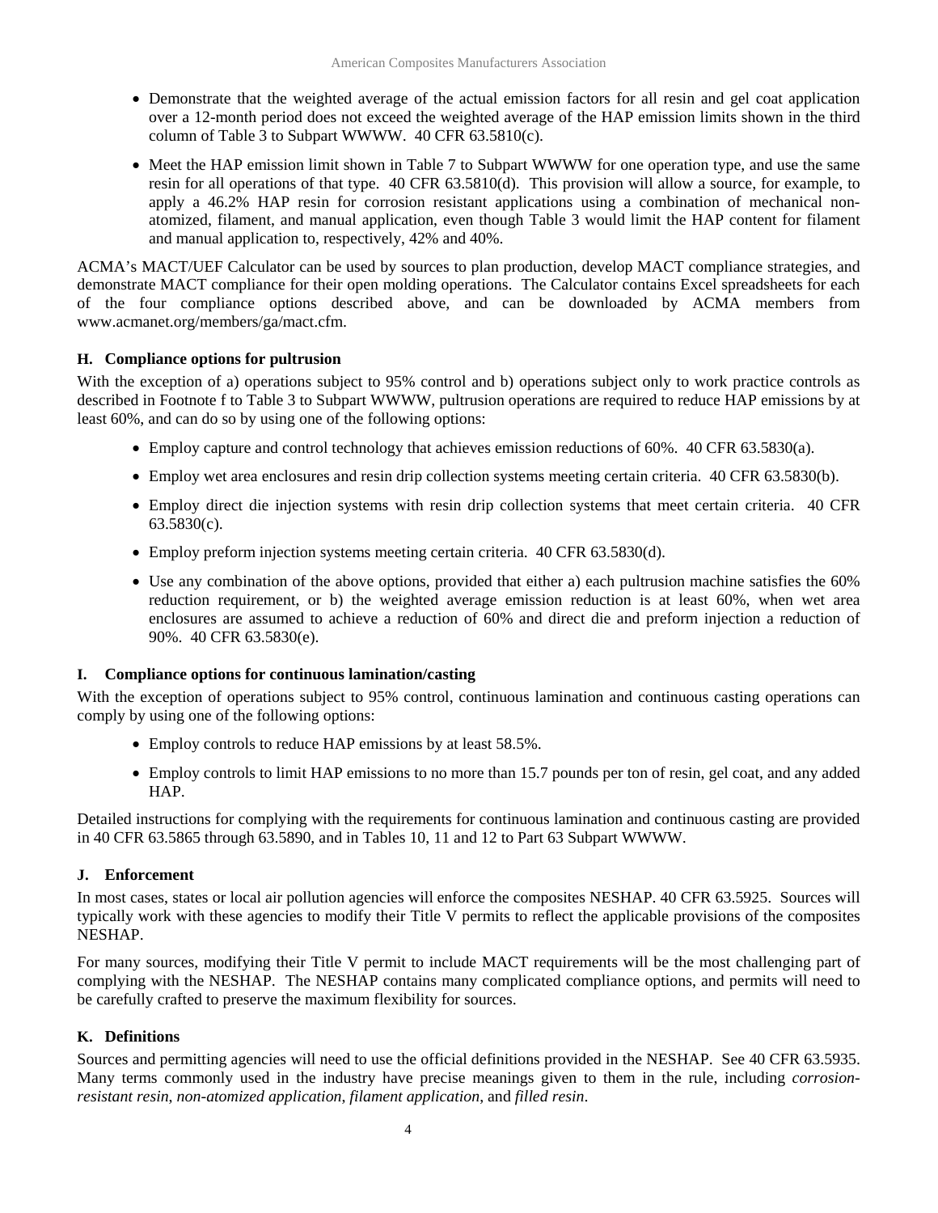- Demonstrate that the weighted average of the actual emission factors for all resin and gel coat application over a 12-month period does not exceed the weighted average of the HAP emission limits shown in the third column of Table 3 to Subpart WWWW. 40 CFR 63.5810(c).
- Meet the HAP emission limit shown in Table 7 to Subpart WWWW for one operation type, and use the same resin for all operations of that type. 40 CFR 63.5810(d). This provision will allow a source, for example, to apply a 46.2% HAP resin for corrosion resistant applications using a combination of mechanical non-atomized, filament, and manual application, even though Table 3 would limit the HAP content for filament and manual application to, respectively, 42% and 40%.

ACMA's MACT/UEF Calculator can be used by sources to plan production, develop MACT compliance strategies, and demonstrate MACT compliance for their open molding operations. The Calculator contains Excel spreadsheets for each of the four compliance options described above, and can be downloaded by ACMA members from www.acmanet.org/members/ga/mact.cfm.

### H. Compliance options for pultrusion

With the exception of a) operations subject to 95% control and b) operations subject only to work practice controls as described in Footnote f to Table 3 to Subpart WWWW, pultrusion operations are required to reduce HAP emissions by at least 60%, and can do so by using one of the following options:

- Employ capture and control technology that achieves emission reductions of 60%. 40 CFR 63.5830(a).
- Employ wet area enclosures and resin drip collection systems meeting certain criteria. 40 CFR 63.5830(b).
- Employ direct die injection systems with resin drip collection systems that meet certain criteria. 40 CFR 63.5830(c).
- Employ preform injection systems meeting certain criteria. 40 CFR 63.5830(d).
- Use any combination of the above options, provided that either a) each pultrusion machine satisfies the 60% reduction requirement, or b) the weighted average emission reduction is at least 60%, when wet area enclosures are assumed to achieve a reduction of 60% and direct die and preform injection a reduction of 90%. 40 CFR 63.5830(e).

### I. Compliance options for continuous lamination/casting

With the exception of operations subject to 95% control, continuous lamination and continuous casting operations can comply by using one of the following options:

- Employ controls to reduce HAP emissions by at least 58.5%.
- Employ controls to limit HAP emissions to no more than 15.7 pounds per ton of resin, gel coat, and any added HAP.

Detailed instructions for complying with the requirements for continuous lamination and continuous casting are provided in 40 CFR 63.5865 through 63.5890, and in Tables 10, 11 and 12 to Part 63 Subpart WWWW.

### J. Enforcement

In most cases, states or local air pollution agencies will enforce the composites NESHAP. 40 CFR 63.5925. Sources will typically work with these agencies to modify their Title V permits to reflect the applicable provisions of the composites NESHAP.

For many sources, modifying their Title V permit to include MACT requirements will be the most challenging part of complying with the NESHAP. The NESHAP contains many complicated compliance options, and permits will need to be carefully crafted to preserve the maximum flexibility for sources.

### K. Definitions

Sources and permitting agencies will need to use the official definitions provided in the NESHAP. See 40 CFR 63.5935. Many terms commonly used in the industry have precise meanings given to them in the rule, including *corrosion-resistant resin*, *non-atomized application*, *filament application*, and *filled resin*.